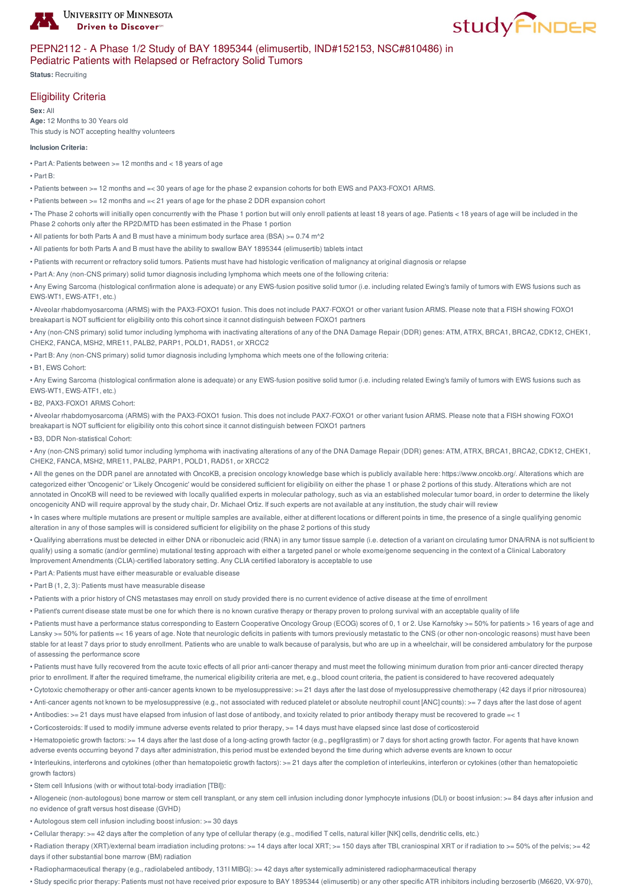# PEPN2112 - A Phase 1/2 Study of BAY 1895344 (elimusertib, IND#152153, NSC#810486) in Pediatric Patients with Relapsed or Refractory Solid Tumors

**Status:** Recruiting

## Eligibility Criteria

**Sex:** All
**Age:** 12 Months to 30 Years old
This study is NOT accepting healthy volunteers

**Inclusion Criteria:**

- Part A: Patients between >= 12 months and < 18 years of age
- Part B:
- Patients between >= 12 months and =< 30 years of age for the phase 2 expansion cohorts for both EWS and PAX3-FOXO1 ARMS.
- Patients between >= 12 months and =< 21 years of age for the phase 2 DDR expansion cohort
- The Phase 2 cohorts will initially open concurrently with the Phase 1 portion but will only enroll patients at least 18 years of age. Patients < 18 years of age will be included in the Phase 2 cohorts only after the RP2D/MTD has been estimated in the Phase 1 portion
- All patients for both Parts A and B must have a minimum body surface area (BSA) >= 0.74 m^2
- All patients for both Parts A and B must have the ability to swallow BAY 1895344 (elimusertib) tablets intact
- Patients with recurrent or refractory solid tumors. Patients must have had histologic verification of malignancy at original diagnosis or relapse
- Part A: Any (non-CNS primary) solid tumor diagnosis including lymphoma which meets one of the following criteria:
- Any Ewing Sarcoma (histological confirmation alone is adequate) or any EWS-fusion positive solid tumor (i.e. including related Ewing's family of tumors with EWS fusions such as EWS-WT1, EWS-ATF1, etc.)
- Alveolar rhabdomyosarcoma (ARMS) with the PAX3-FOXO1 fusion. This does not include PAX7-FOXO1 or other variant fusion ARMS. Please note that a FISH showing FOXO1 breakapart is NOT sufficient for eligibility onto this cohort since it cannot distinguish between FOXO1 partners
- Any (non-CNS primary) solid tumor including lymphoma with inactivating alterations of any of the DNA Damage Repair (DDR) genes: ATM, ATRX, BRCA1, BRCA2, CDK12, CHEK1, CHEK2, FANCA, MSH2, MRE11, PALB2, PARP1, POLD1, RAD51, or XRCC2
- Part B: Any (non-CNS primary) solid tumor diagnosis including lymphoma which meets one of the following criteria:
- B1, EWS Cohort:
- Any Ewing Sarcoma (histological confirmation alone is adequate) or any EWS-fusion positive solid tumor (i.e. including related Ewing's family of tumors with EWS fusions such as EWS-WT1, EWS-ATF1, etc.)
- B2, PAX3-FOXO1 ARMS Cohort:
- Alveolar rhabdomyosarcoma (ARMS) with the PAX3-FOXO1 fusion. This does not include PAX7-FOXO1 or other variant fusion ARMS. Please note that a FISH showing FOXO1 breakapart is NOT sufficient for eligibility onto this cohort since it cannot distinguish between FOXO1 partners
- B3, DDR Non-statistical Cohort:
- Any (non-CNS primary) solid tumor including lymphoma with inactivating alterations of any of the DNA Damage Repair (DDR) genes: ATM, ATRX, BRCA1, BRCA2, CDK12, CHEK1, CHEK2, FANCA, MSH2, MRE11, PALB2, PARP1, POLD1, RAD51, or XRCC2
- All the genes on the DDR panel are annotated with OncoKB, a precision oncology knowledge base which is publicly available here: https://www.oncokb.org/. Alterations which are categorized either 'Oncogenic' or 'Likely Oncogenic' would be considered sufficient for eligibility on either the phase 1 or phase 2 portions of this study. Alterations which are not annotated in OncoKB will need to be reviewed with locally qualified experts in molecular pathology, such as via an established molecular tumor board, in order to determine the likely oncogenicity AND will require approval by the study chair, Dr. Michael Ortiz. If such experts are not available at any institution, the study chair will review
- In cases where multiple mutations are present or multiple samples are available, either at different locations or different points in time, the presence of a single qualifying genomic alteration in any of those samples will is considered sufficient for eligibility on the phase 2 portions of this study
- Qualifying aberrations must be detected in either DNA or ribonucleic acid (RNA) in any tumor tissue sample (i.e. detection of a variant on circulating tumor DNA/RNA is not sufficient to qualify) using a somatic (and/or germline) mutational testing approach with either a targeted panel or whole exome/genome sequencing in the context of a Clinical Laboratory Improvement Amendments (CLIA)-certified laboratory setting. Any CLIA certified laboratory is acceptable to use
- Part A: Patients must have either measurable or evaluable disease
- Part B (1, 2, 3): Patients must have measurable disease
- Patients with a prior history of CNS metastases may enroll on study provided there is no current evidence of active disease at the time of enrollment
- Patient's current disease state must be one for which there is no known curative therapy or therapy proven to prolong survival with an acceptable quality of life
- Patients must have a performance status corresponding to Eastern Cooperative Oncology Group (ECOG) scores of 0, 1 or 2. Use Karnofsky >= 50% for patients > 16 years of age and Lansky >= 50% for patients =< 16 years of age. Note that neurologic deficits in patients with tumors previously metastatic to the CNS (or other non-oncologic reasons) must have been stable for at least 7 days prior to study enrollment. Patients who are unable to walk because of paralysis, but who are up in a wheelchair, will be considered ambulatory for the purpose of assessing the performance score
- Patients must have fully recovered from the acute toxic effects of all prior anti-cancer therapy and must meet the following minimum duration from prior anti-cancer directed therapy prior to enrollment. If after the required timeframe, the numerical eligibility criteria are met, e.g., blood count criteria, the patient is considered to have recovered adequately
- Cytotoxic chemotherapy or other anti-cancer agents known to be myelosuppressive: >= 21 days after the last dose of myelosuppressive chemotherapy (42 days if prior nitrosourea)
- Anti-cancer agents not known to be myelosuppressive (e.g., not associated with reduced platelet or absolute neutrophil count [ANC] counts): >= 7 days after the last dose of agent
- Antibodies: >= 21 days must have elapsed from infusion of last dose of antibody, and toxicity related to prior antibody therapy must be recovered to grade =< 1
- Corticosteroids: If used to modify immune adverse events related to prior therapy, >= 14 days must have elapsed since last dose of corticosteroid
- Hematopoietic growth factors: >= 14 days after the last dose of a long-acting growth factor (e.g., pegfilgrastim) or 7 days for short acting growth factor. For agents that have known adverse events occurring beyond 7 days after administration, this period must be extended beyond the time during which adverse events are known to occur
- Interleukins, interferons and cytokines (other than hematopoietic growth factors): >= 21 days after the completion of interleukins, interferon or cytokines (other than hematopoietic growth factors)
- Stem cell Infusions (with or without total-body irradiation [TBI]):
- Allogeneic (non-autologous) bone marrow or stem cell transplant, or any stem cell infusion including donor lymphocyte infusions (DLI) or boost infusion: >= 84 days after infusion and no evidence of graft versus host disease (GVHD)
- Autologous stem cell infusion including boost infusion: >= 30 days
- Cellular therapy: >= 42 days after the completion of any type of cellular therapy (e.g., modified T cells, natural killer [NK] cells, dendritic cells, etc.)
- Radiation therapy (XRT)/external beam irradiation including protons: >= 14 days after local XRT; >= 150 days after TBI, craniospinal XRT or if radiation to >= 50% of the pelvis; >= 42 days if other substantial bone marrow (BM) radiation
- Radiopharmaceutical therapy (e.g., radiolabeled antibody, 131I MIBG): >= 42 days after systemically administered radiopharmaceutical therapy
- Study specific prior therapy: Patients must not have received prior exposure to BAY 1895344 (elimusertib) or any other specific ATR inhibitors including berzosertib (M6620, VX-970),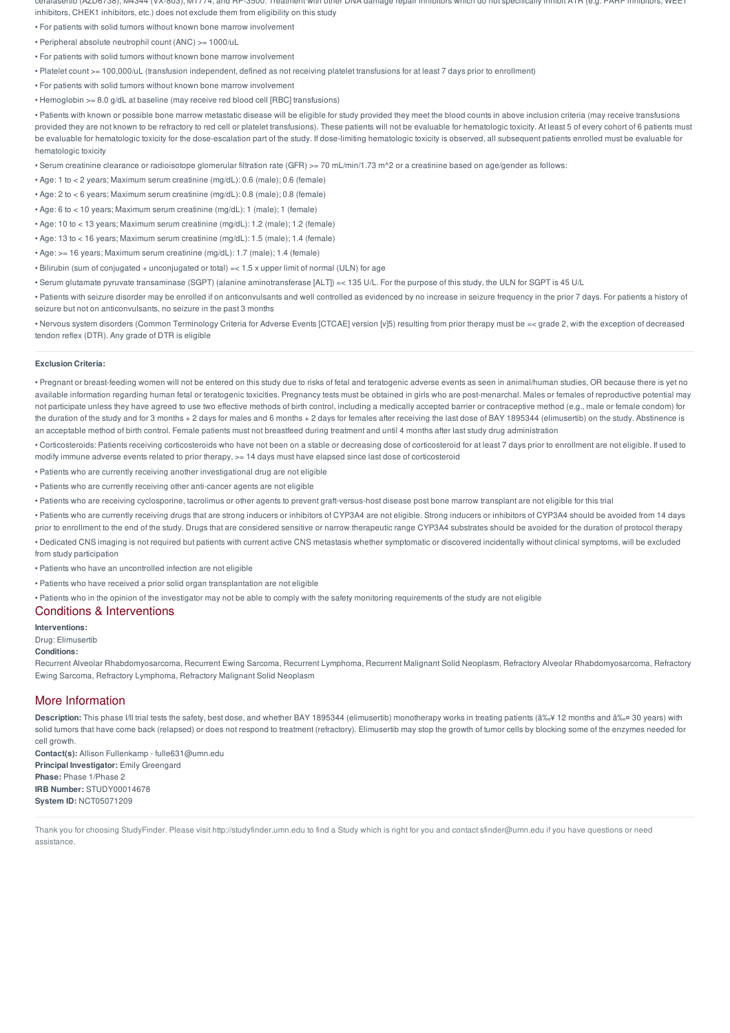ceralasertib (AZD6738), M4344 (VX-803), M1774, and RP-3500. Treatment with other DNA damage repair inhibitors which do not specifically inhibit ATR (e.g. PARP inhibitors, WEE1 inhibitors, CHEK1 inhibitors, etc.) does not exclude them from eligibility on this study

• For patients with solid tumors without known bone marrow involvement

• Peripheral absolute neutrophil count (ANC) >= 1000/uL

• For patients with solid tumors without known bone marrow involvement

• Platelet count >= 100,000/uL (transfusion independent, defined as not receiving platelet transfusions for at least 7 days prior to enrollment)

• For patients with solid tumors without known bone marrow involvement

• Hemoglobin >= 8.0 g/dL at baseline (may receive red blood cell [RBC] transfusions)

• Patients with known or possible bone marrow metastatic disease will be eligible for study provided they meet the blood counts in above inclusion criteria (may receive transfusions provided they are not known to be refractory to red cell or platelet transfusions). These patients will not be evaluable for hematologic toxicity. At least 5 of every cohort of 6 patients must be evaluable for hematologic toxicity for the dose-escalation part of the study. If dose-limiting hematologic toxicity is observed, all subsequent patients enrolled must be evaluable for hematologic toxicity

• Serum creatinine clearance or radioisotope glomerular filtration rate (GFR) >= 70 mL/min/1.73 m^2 or a creatinine based on age/gender as follows:

• Age: 1 to < 2 years; Maximum serum creatinine (mg/dL): 0.6 (male); 0.6 (female)

• Age: 2 to < 6 years; Maximum serum creatinine (mg/dL): 0.8 (male); 0.8 (female)

• Age: 6 to < 10 years; Maximum serum creatinine (mg/dL): 1 (male); 1 (female)

• Age: 10 to < 13 years; Maximum serum creatinine (mg/dL): 1.2 (male); 1.2 (female)

• Age: 13 to < 16 years; Maximum serum creatinine (mg/dL): 1.5 (male); 1.4 (female)

• Age: >= 16 years; Maximum serum creatinine (mg/dL): 1.7 (male); 1.4 (female)

• Bilirubin (sum of conjugated + unconjugated or total) =< 1.5 x upper limit of normal (ULN) for age

• Serum glutamate pyruvate transaminase (SGPT) (alanine aminotransferase [ALT]) =< 135 U/L. For the purpose of this study, the ULN for SGPT is 45 U/L

• Patients with seizure disorder may be enrolled if on anticonvulsants and well controlled as evidenced by no increase in seizure frequency in the prior 7 days. For patients a history of seizure but not on anticonvulsants, no seizure in the past 3 months

• Nervous system disorders (Common Terminology Criteria for Adverse Events [CTCAE] version [v]5) resulting from prior therapy must be =< grade 2, with the exception of decreased tendon reflex (DTR). Any grade of DTR is eligible

**Exclusion Criteria:**

• Pregnant or breast-feeding women will not be entered on this study due to risks of fetal and teratogenic adverse events as seen in animal/human studies, OR because there is yet no available information regarding human fetal or teratogenic toxicities. Pregnancy tests must be obtained in girls who are post-menarchal. Males or females of reproductive potential may not participate unless they have agreed to use two effective methods of birth control, including a medically accepted barrier or contraceptive method (e.g., male or female condom) for the duration of the study and for 3 months + 2 days for males and 6 months + 2 days for females after receiving the last dose of BAY 1895344 (elimusertib) on the study. Abstinence is an acceptable method of birth control. Female patients must not breastfeed during treatment and until 4 months after last study drug administration

• Corticosteroids: Patients receiving corticosteroids who have not been on a stable or decreasing dose of corticosteroid for at least 7 days prior to enrollment are not eligible. If used to modify immune adverse events related to prior therapy, >= 14 days must have elapsed since last dose of corticosteroid

• Patients who are currently receiving another investigational drug are not eligible

• Patients who are currently receiving other anti-cancer agents are not eligible

• Patients who are receiving cyclosporine, tacrolimus or other agents to prevent graft-versus-host disease post bone marrow transplant are not eligible for this trial

• Patients who are currently receiving drugs that are strong inducers or inhibitors of CYP3A4 are not eligible. Strong inducers or inhibitors of CYP3A4 should be avoided from 14 days prior to enrollment to the end of the study. Drugs that are considered sensitive or narrow therapeutic range CYP3A4 substrates should be avoided for the duration of protocol therapy

• Dedicated CNS imaging is not required but patients with current active CNS metastasis whether symptomatic or discovered incidentally without clinical symptoms, will be excluded from study participation

• Patients who have an uncontrolled infection are not eligible

• Patients who have received a prior solid organ transplantation are not eligible

• Patients who in the opinion of the investigator may not be able to comply with the safety monitoring requirements of the study are not eligible

## Conditions & Interventions

**Interventions:**

Drug: Elimusertib

**Conditions:**

Recurrent Alveolar Rhabdomyosarcoma, Recurrent Ewing Sarcoma, Recurrent Lymphoma, Recurrent Malignant Solid Neoplasm, Refractory Alveolar Rhabdomyosarcoma, Refractory Ewing Sarcoma, Refractory Lymphoma, Refractory Malignant Solid Neoplasm

## More Information

**Description:** This phase I/II trial tests the safety, best dose, and whether BAY 1895344 (elimusertib) monotherapy works in treating patients (â‰¥ 12 months and â‰¤ 30 years) with solid tumors that have come back (relapsed) or does not respond to treatment (refractory). Elimusertib may stop the growth of tumor cells by blocking some of the enzymes needed for cell growth.

**Contact(s):** Allison Fullenkamp - fulle631@umn.edu

**Principal Investigator:** Emily Greengard

**Phase:** Phase 1/Phase 2

**IRB Number:** STUDY00014678

**System ID:** NCT05071209

Thank you for choosing StudyFinder. Please visit http://studyfinder.umn.edu to find a Study which is right for you and contact sfinder@umn.edu if you have questions or need assistance.